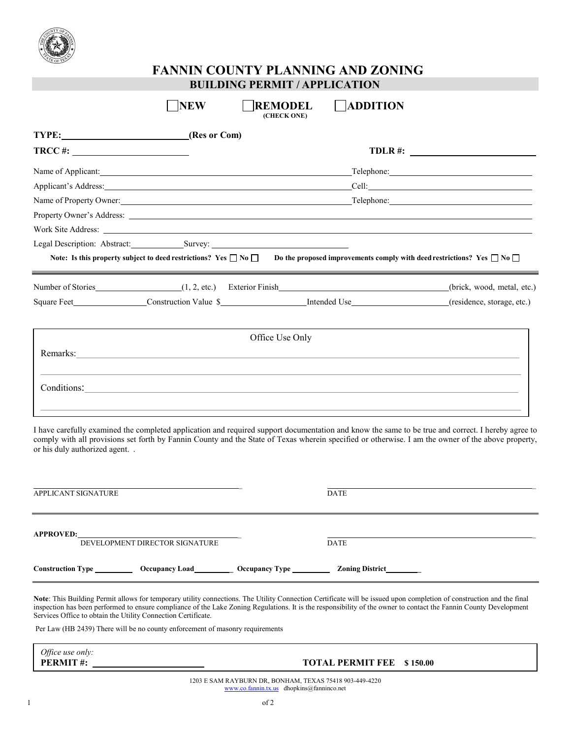# FANNIN COUNTY PLANNING AND ZONING

## BUILDING PERMIT / APPLICATION

☐ **NEW** ☐ **REMODEL** ☐ **ADDITION**
**(CHECK ONE)**

**TYPE:**\_\_\_\_\_\_\_\_\_\_\_\_\_\_\_\_\_\_\_\_\_\_\_\_\_\_**(Res or Com)**

**TRCC #:** \_\_\_\_\_\_\_\_\_\_\_\_\_\_\_\_\_\_\_\_\_\_\_\_ **TDLR #:** \_\_\_\_\_\_\_\_\_\_\_\_\_\_\_\_\_\_\_\_\_\_\_\_

Name of Applicant:\_\_\_\_\_\_\_\_\_\_\_\_\_\_\_\_\_\_\_\_\_\_\_\_\_\_\_\_\_\_\_\_\_\_\_\_\_\_\_\_\_\_\_\_\_\_Telephone:\_\_\_\_\_\_\_\_\_\_\_\_\_\_\_\_\_\_\_\_\_\_\_\_\_\_

Applicant's Address:\_\_\_\_\_\_\_\_\_\_\_\_\_\_\_\_\_\_\_\_\_\_\_\_\_\_\_\_\_\_\_\_\_\_\_\_\_\_\_\_\_\_\_\_Cell:\_\_\_\_\_\_\_\_\_\_\_\_\_\_\_\_\_\_\_\_\_\_\_\_\_\_\_\_\_\_\_

Name of Property Owner:\_\_\_\_\_\_\_\_\_\_\_\_\_\_\_\_\_\_\_\_\_\_\_\_\_\_\_\_\_\_\_\_\_\_\_\_\_\_\_\_\_Telephone:\_\_\_\_\_\_\_\_\_\_\_\_\_\_\_\_\_\_\_\_\_\_\_\_\_\_

Property Owner's Address: \_\_\_\_\_\_\_\_\_\_\_\_\_\_\_\_\_\_\_\_\_\_\_\_\_\_\_\_\_\_\_\_\_\_\_\_\_\_\_\_\_\_\_\_\_\_\_\_\_\_\_\_\_\_\_\_\_\_\_\_\_\_\_\_\_\_\_\_\_\_

Work Site Address: \_\_\_\_\_\_\_\_\_\_\_\_\_\_\_\_\_\_\_\_\_\_\_\_\_\_\_\_\_\_\_\_\_\_\_\_\_\_\_\_\_\_\_\_\_\_\_\_\_\_\_\_\_\_\_\_\_\_\_\_\_\_\_\_\_\_\_\_\_\_\_\_\_\_\_\_

Legal Description: Abstract:\_\_\_\_\_\_\_\_\_\_\_\_Survey: \_\_\_\_\_\_\_\_\_\_\_\_\_\_\_\_\_\_\_\_\_\_\_\_\_\_\_\_\_\_\_\_

**Note: Is this property subject to deed restrictions? Yes ☐ No ☐ Do the proposed improvements comply with deed restrictions? Yes ☐ No ☐**

---

Number of Stories\_\_\_\_\_\_\_\_\_\_\_\_\_\_\_\_\_\_(1, 2, etc.) Exterior Finish\_\_\_\_\_\_\_\_\_\_\_\_\_\_\_\_\_\_\_\_\_\_\_\_\_\_\_\_\_\_\_\_\_\_\_\_(brick, wood, metal, etc.)

Square Feet\_\_\_\_\_\_\_\_\_\_\_\_\_\_\_Construction Value $\_\_\_\_\_\_\_\_\_\_\_\_\_\_\_\_\_\_\_Intended Use\_\_\_\_\_\_\_\_\_\_\_\_\_\_\_\_\_\_\_\_\_\_(residence, storage, etc.)

| Office Use Only |
|---|
| Remarks: |
| |
| Conditions: |
| |

I have carefully examined the completed application and required support documentation and know the same to be true and correct. I hereby agree to comply with all provisions set forth by Fannin County and the State of Texas wherein specified or otherwise. I am the owner of the above property, or his duly authorized agent. .

\_\_\_\_\_\_\_\_\_\_\_\_\_\_\_\_\_\_\_\_\_\_\_\_\_\_\_\_\_\_\_\_\_\_\_\_\_\_\_\_ \_\_\_\_\_\_\_\_\_\_\_\_\_\_\_\_\_\_\_\_\_\_\_\_\_\_\_\_\_\_\_\_\_\_\_\_\_\_\_\_
APPLICANT SIGNATURE DATE

---

**APPROVED:**\_\_\_\_\_\_\_\_\_\_\_\_\_\_\_\_\_\_\_\_\_\_\_\_\_\_\_\_\_\_\_\_\_\_\_\_ \_\_\_\_\_\_\_\_\_\_\_\_\_\_\_\_\_\_\_\_\_\_\_\_\_\_\_\_\_\_\_\_\_\_\_\_\_\_\_\_
DEVELOPMENT DIRECTOR SIGNATURE DATE

**Construction Type** \_\_\_\_\_\_\_\_\_ **Occupancy Load**\_\_\_\_\_\_\_\_\_ **Occupancy Type** \_\_\_\_\_\_\_\_\_ **Zoning District**\_\_\_\_\_\_\_\_\_

---

**Note**: This Building Permit allows for temporary utility connections. The Utility Connection Certificate will be issued upon completion of construction and the final inspection has been performed to ensure compliance of the Lake Zoning Regulations. It is the responsibility of the owner to contact the Fannin County Development Services Office to obtain the Utility Connection Certificate.

Per Law (HB 2439) There will be no county enforcement of masonry requirements

| *Office use only:* **PERMIT #:** \_\_\_\_\_\_\_\_\_\_\_\_\_\_\_\_\_\_\_\_\_\_\_\_ | **TOTAL PERMIT FEE $ 150.00** |
|---|---|

1203 E SAM RAYBURN DR, BONHAM, TEXAS 75418 903-449-4220
www.co.fannin.tx.us dhopkins@fanninco.net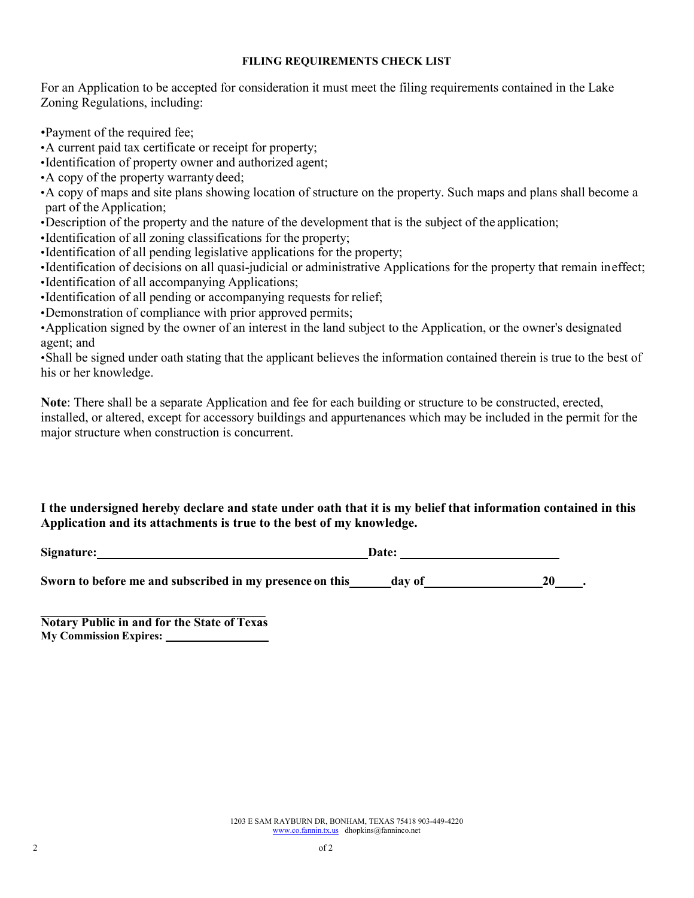**FILING REQUIREMENTS CHECK LIST**

For an Application to be accepted for consideration it must meet the filing requirements contained in the Lake Zoning Regulations, including:

- Payment of the required fee;
- A current paid tax certificate or receipt for property;
- Identification of property owner and authorized agent;
- A copy of the property warranty deed;
- A copy of maps and site plans showing location of structure on the property. Such maps and plans shall become a part of the Application;
- Description of the property and the nature of the development that is the subject of the application;
- Identification of all zoning classifications for the property;
- Identification of all pending legislative applications for the property;
- Identification of decisions on all quasi-judicial or administrative Applications for the property that remain in effect;
- Identification of all accompanying Applications;
- Identification of all pending or accompanying requests for relief;
- Demonstration of compliance with prior approved permits;
- Application signed by the owner of an interest in the land subject to the Application, or the owner's designated agent; and
- Shall be signed under oath stating that the applicant believes the information contained therein is true to the best of his or her knowledge.

**Note**: There shall be a separate Application and fee for each building or structure to be constructed, erected, installed, or altered, except for accessory buildings and appurtenances which may be included in the permit for the major structure when construction is concurrent.

**I the undersigned hereby declare and state under oath that it is my belief that information contained in this Application and its attachments is true to the best of my knowledge.**

**Signature:** ______________________________ **Date:** ____________________

**Sworn to before me and subscribed in my presence on this** _____ **day of** ______________ **20**____**.**

______________________________
**Notary Public in and for the State of Texas**
**My Commission Expires:** ______________

1203 E SAM RAYBURN DR, BONHAM, TEXAS 75418 903-449-4220
www.co.fannin.tx.us dhopkins@fanninco.net